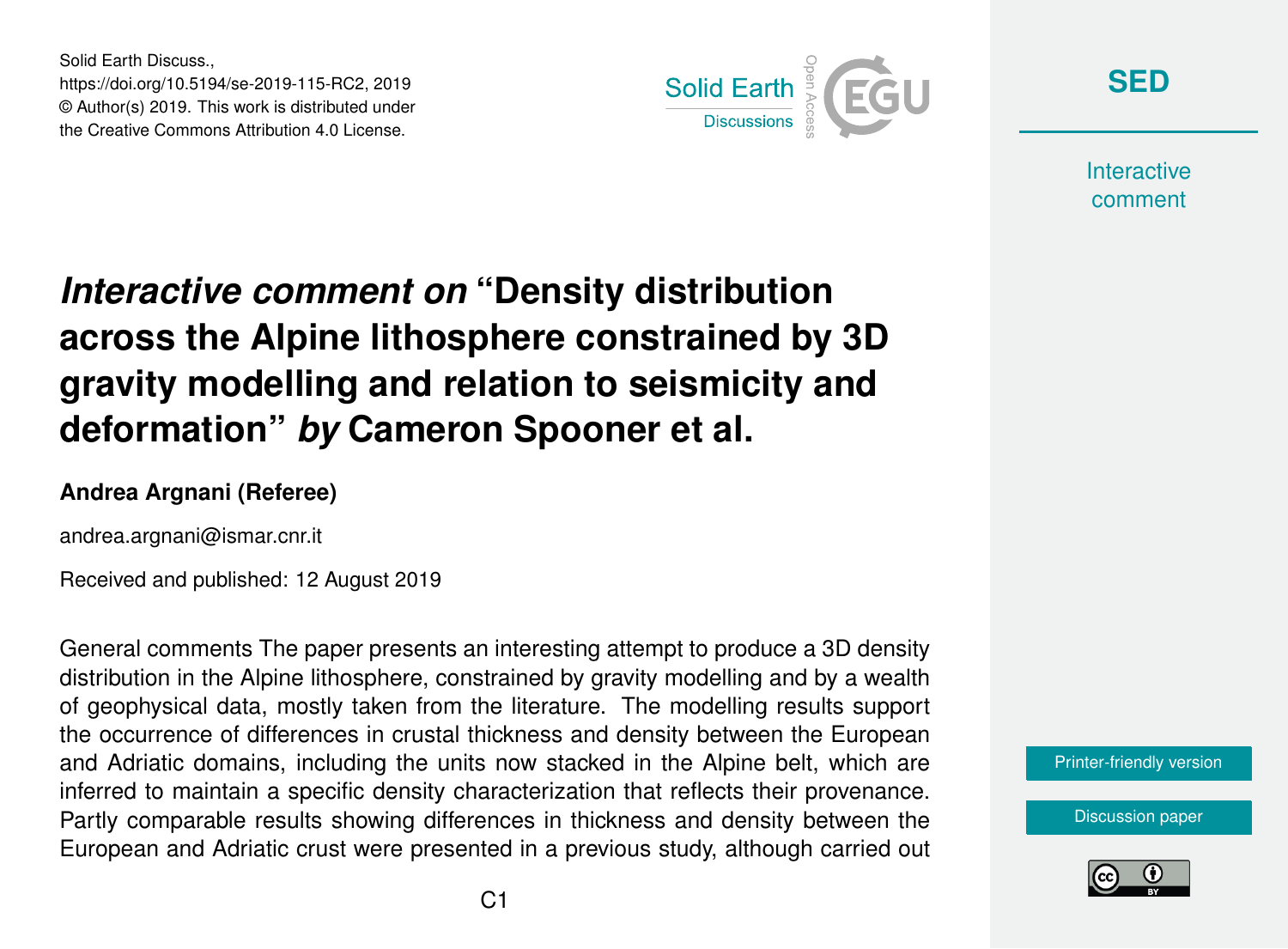# *Interactive comment on* "Density distribution across the Alpine lithosphere constrained by 3D gravity modelling and relation to seismicity and deformation" *by* Cameron Spooner et al.

**Andrea Argnani (Referee)**

andrea.argnani@ismar.cnr.it

Received and published: 12 August 2019

General comments The paper presents an interesting attempt to produce a 3D density distribution in the Alpine lithosphere, constrained by gravity modelling and by a wealth of geophysical data, mostly taken from the literature. The modelling results support the occurrence of differences in crustal thickness and density between the European and Adriatic domains, including the units now stacked in the Alpine belt, which are inferred to maintain a specific density characterization that reflects their provenance. Partly comparable results showing differences in thickness and density between the European and Adriatic crust were presented in a previous study, although carried out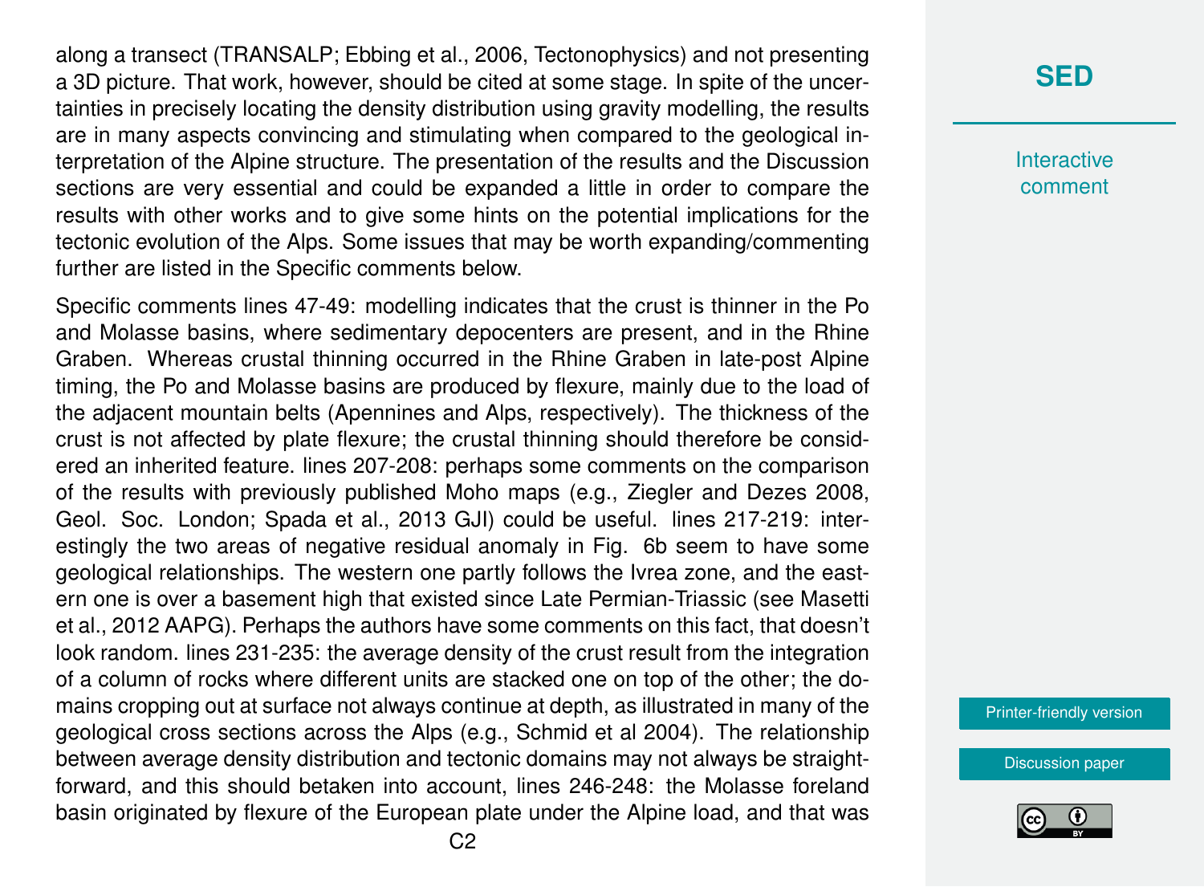along a transect (TRANSALP; Ebbing et al., 2006, Tectonophysics) and not presenting a 3D picture. That work, however, should be cited at some stage. In spite of the uncertainties in precisely locating the density distribution using gravity modelling, the results are in many aspects convincing and stimulating when compared to the geological interpretation of the Alpine structure. The presentation of the results and the Discussion sections are very essential and could be expanded a little in order to compare the results with other works and to give some hints on the potential implications for the tectonic evolution of the Alps. Some issues that may be worth expanding/commenting further are listed in the Specific comments below.

Specific comments lines 47-49: modelling indicates that the crust is thinner in the Po and Molasse basins, where sedimentary depocenters are present, and in the Rhine Graben. Whereas crustal thinning occurred in the Rhine Graben in late-post Alpine timing, the Po and Molasse basins are produced by flexure, mainly due to the load of the adjacent mountain belts (Apennines and Alps, respectively). The thickness of the crust is not affected by plate flexure; the crustal thinning should therefore be considered an inherited feature. lines 207-208: perhaps some comments on the comparison of the results with previously published Moho maps (e.g., Ziegler and Dezes 2008, Geol. Soc. London; Spada et al., 2013 GJI) could be useful. lines 217-219: interestingly the two areas of negative residual anomaly in Fig. 6b seem to have some geological relationships. The western one partly follows the Ivrea zone, and the eastern one is over a basement high that existed since Late Permian-Triassic (see Masetti et al., 2012 AAPG). Perhaps the authors have some comments on this fact, that doesn't look random. lines 231-235: the average density of the crust result from the integration of a column of rocks where different units are stacked one on top of the other; the domains cropping out at surface not always continue at depth, as illustrated in many of the geological cross sections across the Alps (e.g., Schmid et al 2004). The relationship between average density distribution and tectonic domains may not always be straightforward, and this should betaken into account, lines 246-248: the Molasse foreland basin originated by flexure of the European plate under the Alpine load, and that was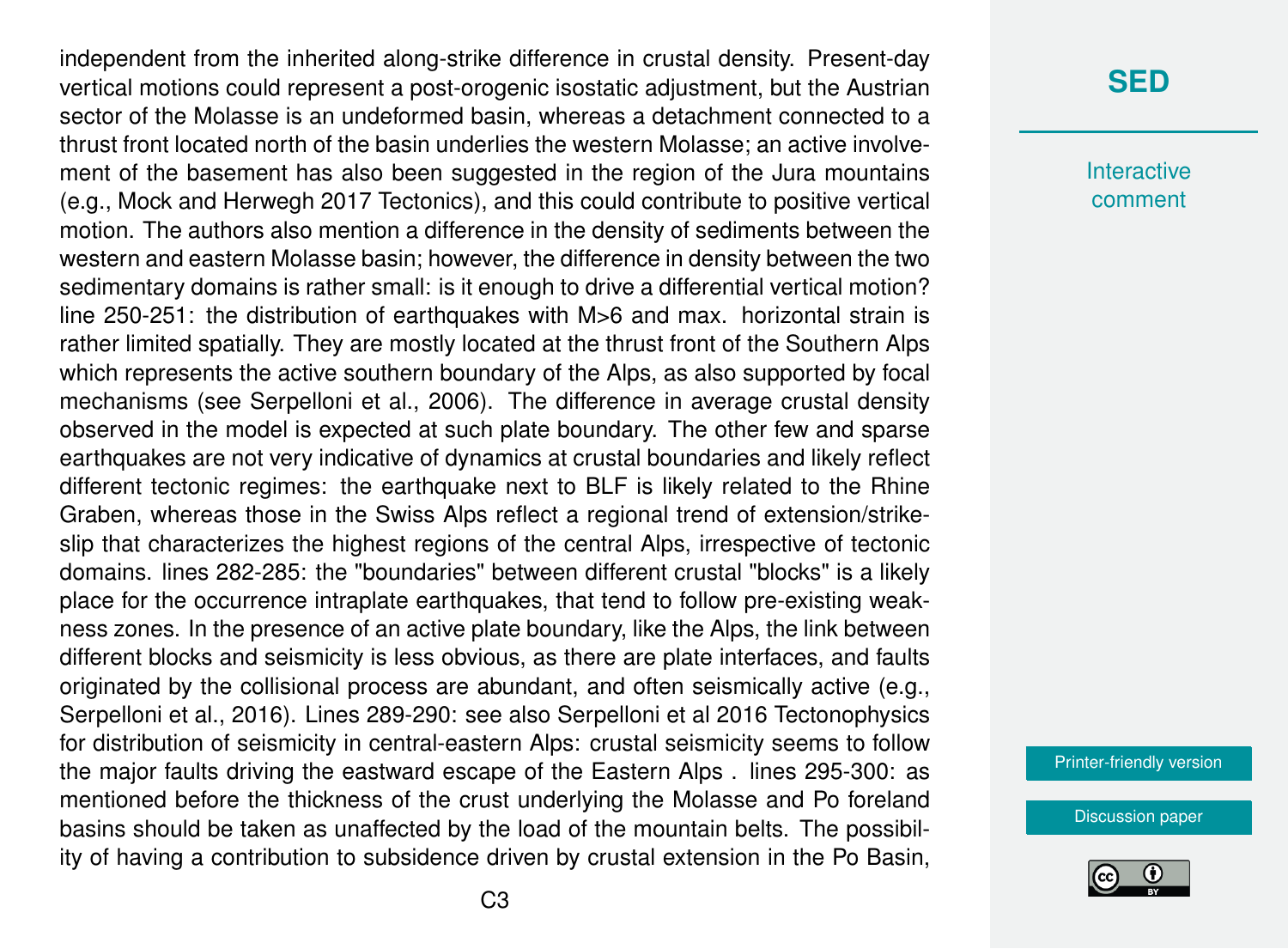independent from the inherited along-strike difference in crustal density. Present-day vertical motions could represent a post-orogenic isostatic adjustment, but the Austrian sector of the Molasse is an undeformed basin, whereas a detachment connected to a thrust front located north of the basin underlies the western Molasse; an active involvement of the basement has also been suggested in the region of the Jura mountains (e.g., Mock and Herwegh 2017 Tectonics), and this could contribute to positive vertical motion. The authors also mention a difference in the density of sediments between the western and eastern Molasse basin; however, the difference in density between the two sedimentary domains is rather small: is it enough to drive a differential vertical motion? line 250-251: the distribution of earthquakes with M>6 and max. horizontal strain is rather limited spatially. They are mostly located at the thrust front of the Southern Alps which represents the active southern boundary of the Alps, as also supported by focal mechanisms (see Serpelloni et al., 2006). The difference in average crustal density observed in the model is expected at such plate boundary. The other few and sparse earthquakes are not very indicative of dynamics at crustal boundaries and likely reflect different tectonic regimes: the earthquake next to BLF is likely related to the Rhine Graben, whereas those in the Swiss Alps reflect a regional trend of extension/strike-slip that characterizes the highest regions of the central Alps, irrespective of tectonic domains. lines 282-285: the "boundaries" between different crustal "blocks" is a likely place for the occurrence intraplate earthquakes, that tend to follow pre-existing weakness zones. In the presence of an active plate boundary, like the Alps, the link between different blocks and seismicity is less obvious, as there are plate interfaces, and faults originated by the collisional process are abundant, and often seismically active (e.g., Serpelloni et al., 2016). Lines 289-290: see also Serpelloni et al 2016 Tectonophysics for distribution of seismicity in central-eastern Alps: crustal seismicity seems to follow the major faults driving the eastward escape of the Eastern Alps . lines 295-300: as mentioned before the thickness of the crust underlying the Molasse and Po foreland basins should be taken as unaffected by the load of the mountain belts. The possibility of having a contribution to subsidence driven by crustal extension in the Po Basin,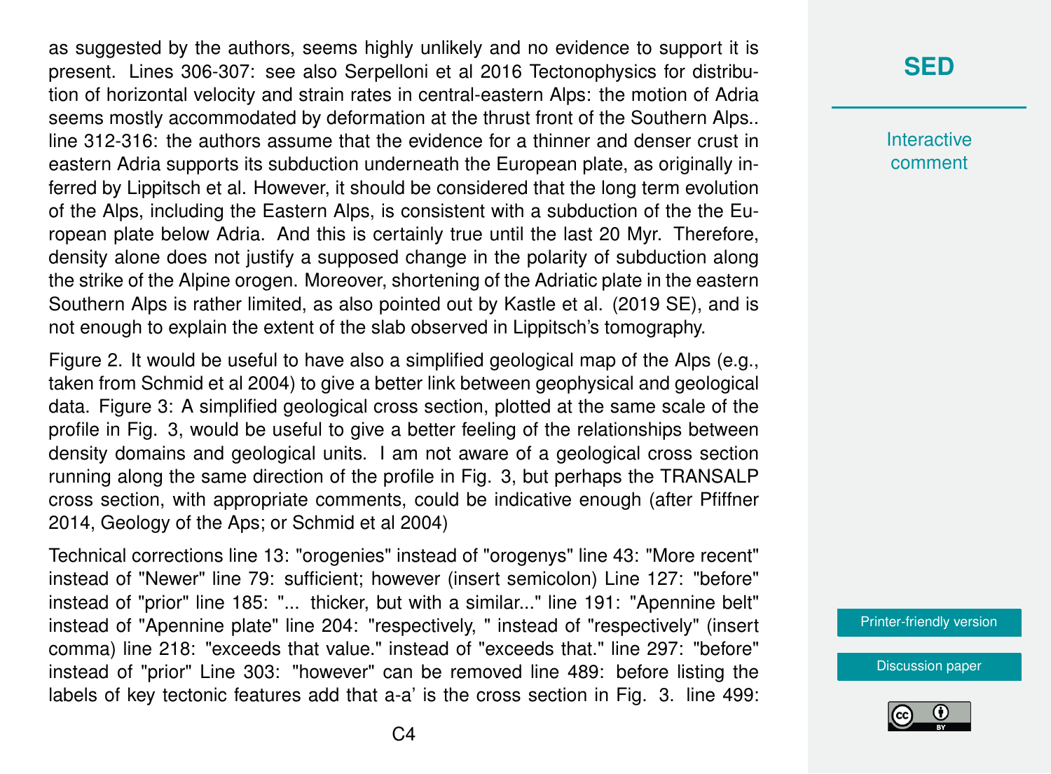as suggested by the authors, seems highly unlikely and no evidence to support it is present. Lines 306-307: see also Serpelloni et al 2016 Tectonophysics for distribution of horizontal velocity and strain rates in central-eastern Alps: the motion of Adria seems mostly accommodated by deformation at the thrust front of the Southern Alps.. line 312-316: the authors assume that the evidence for a thinner and denser crust in eastern Adria supports its subduction underneath the European plate, as originally inferred by Lippitsch et al. However, it should be considered that the long term evolution of the Alps, including the Eastern Alps, is consistent with a subduction of the the European plate below Adria. And this is certainly true until the last 20 Myr. Therefore, density alone does not justify a supposed change in the polarity of subduction along the strike of the Alpine orogen. Moreover, shortening of the Adriatic plate in the eastern Southern Alps is rather limited, as also pointed out by Kastle et al. (2019 SE), and is not enough to explain the extent of the slab observed in Lippitsch's tomography.

Figure 2. It would be useful to have also a simplified geological map of the Alps (e.g., taken from Schmid et al 2004) to give a better link between geophysical and geological data. Figure 3: A simplified geological cross section, plotted at the same scale of the profile in Fig. 3, would be useful to give a better feeling of the relationships between density domains and geological units. I am not aware of a geological cross section running along the same direction of the profile in Fig. 3, but perhaps the TRANSALP cross section, with appropriate comments, could be indicative enough (after Pfiffner 2014, Geology of the Aps; or Schmid et al 2004)

Technical corrections line 13: "orogenies" instead of "orogenys" line 43: "More recent" instead of "Newer" line 79: sufficient; however (insert semicolon) Line 127: "before" instead of "prior" line 185: "... thicker, but with a similar..." line 191: "Apennine belt" instead of "Apennine plate" line 204: "respectively, " instead of "respectively" (insert comma) line 218: "exceeds that value." instead of "exceeds that." line 297: "before" instead of "prior" Line 303: "however" can be removed line 489: before listing the labels of key tectonic features add that a-a' is the cross section in Fig. 3. line 499: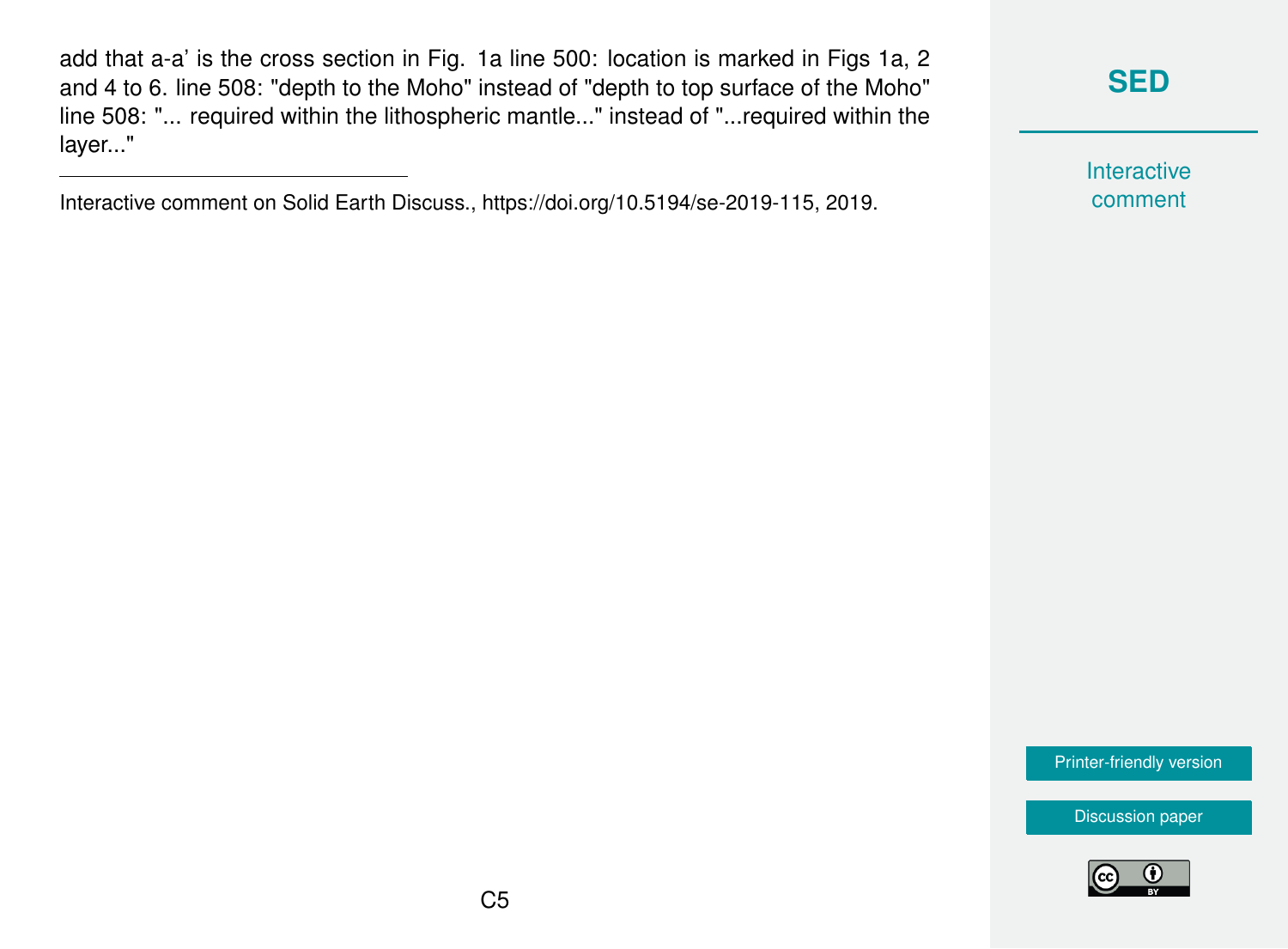add that a-a' is the cross section in Fig. 1a line 500: location is marked in Figs 1a, 2 and 4 to 6. line 508: "depth to the Moho" instead of "depth to top surface of the Moho" line 508: "... required within the lithospheric mantle..." instead of "...required within the layer..."

---

Interactive comment on Solid Earth Discuss., https://doi.org/10.5194/se-2019-115, 2019.